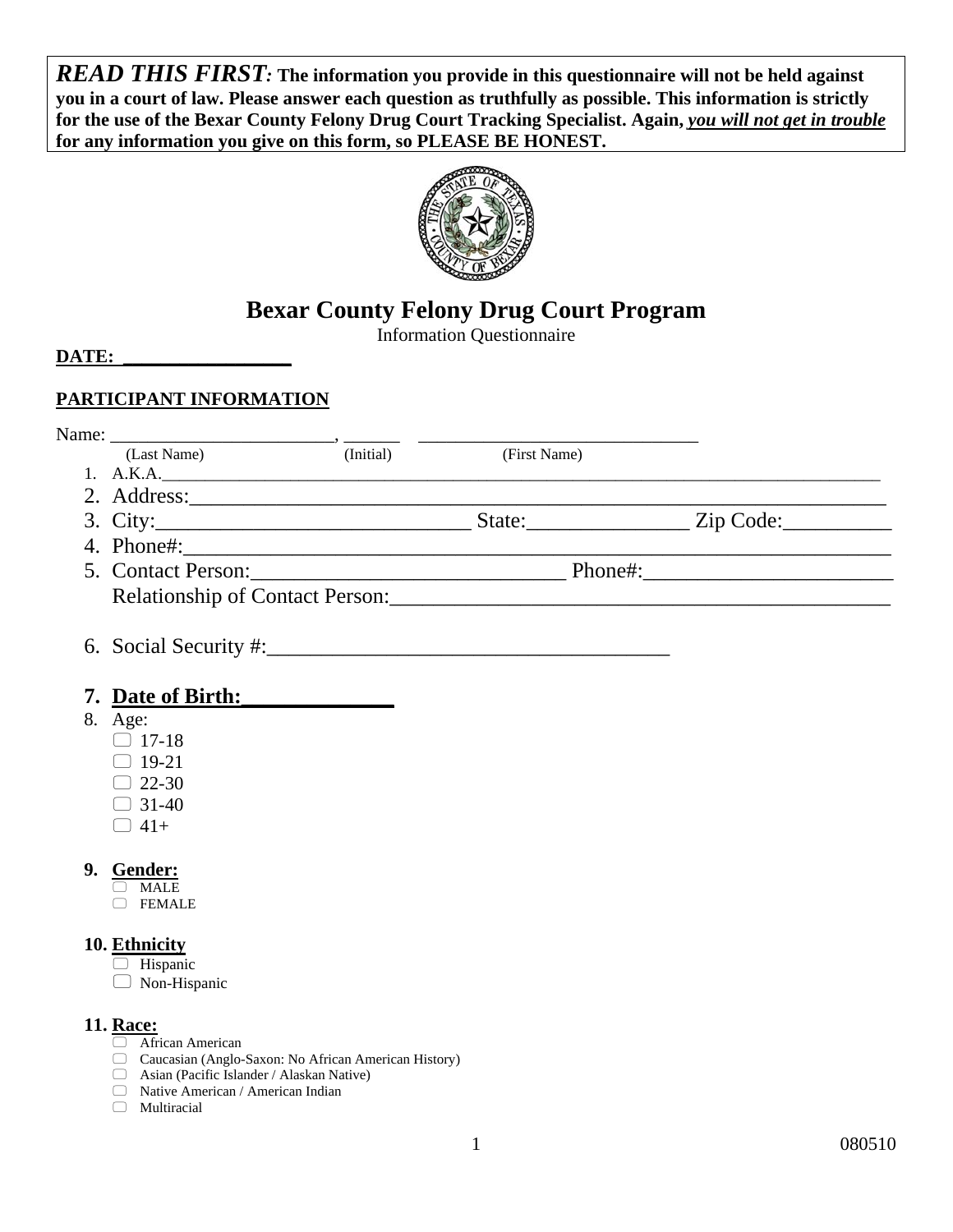***READ THIS FIRST:*** **The information you provide in this questionnaire will not be held against you in a court of law. Please answer each question as truthfully as possible. This information is strictly for the use of the Bexar County Felony Drug Court Tracking Specialist. Again, *you will not get in trouble* for any information you give on this form, so PLEASE BE HONEST.**

# Bexar County Felony Drug Court Program

Information Questionnaire

**DATE: _________________**

**PARTICIPANT INFORMATION**

Name: ________________________, ______ ______________________________
(Last Name) (Initial) (First Name)

1. A.K.A.________________________________________________________________________________
2. Address:_______________________________________________________________
3. City:_____________________________ State:_______________ Zip Code:__________
4. Phone#:_________________________________________________________________
5. Contact Person:_____________________________ Phone#:_______________________
   Relationship of Contact Person:_____________________________________________
6. Social Security #:_____________________________________
7. **Date of Birth:______________**
8. Age:
   - ▢ 17-18
   - ▢ 19-21
   - ▢ 22-30
   - ▢ 31-40
   - ▢ 41+
9. **Gender:**
   - ▢ MALE
   - ▢ FEMALE
10. **Ethnicity**
    - ▢ Hispanic
    - ▢ Non-Hispanic
11. **Race:**
    - ▢ African American
    - ▢ Caucasian (Anglo-Saxon: No African American History)
    - ▢ Asian (Pacific Islander / Alaskan Native)
    - ▢ Native American / American Indian
    - ▢ Multiracial

080510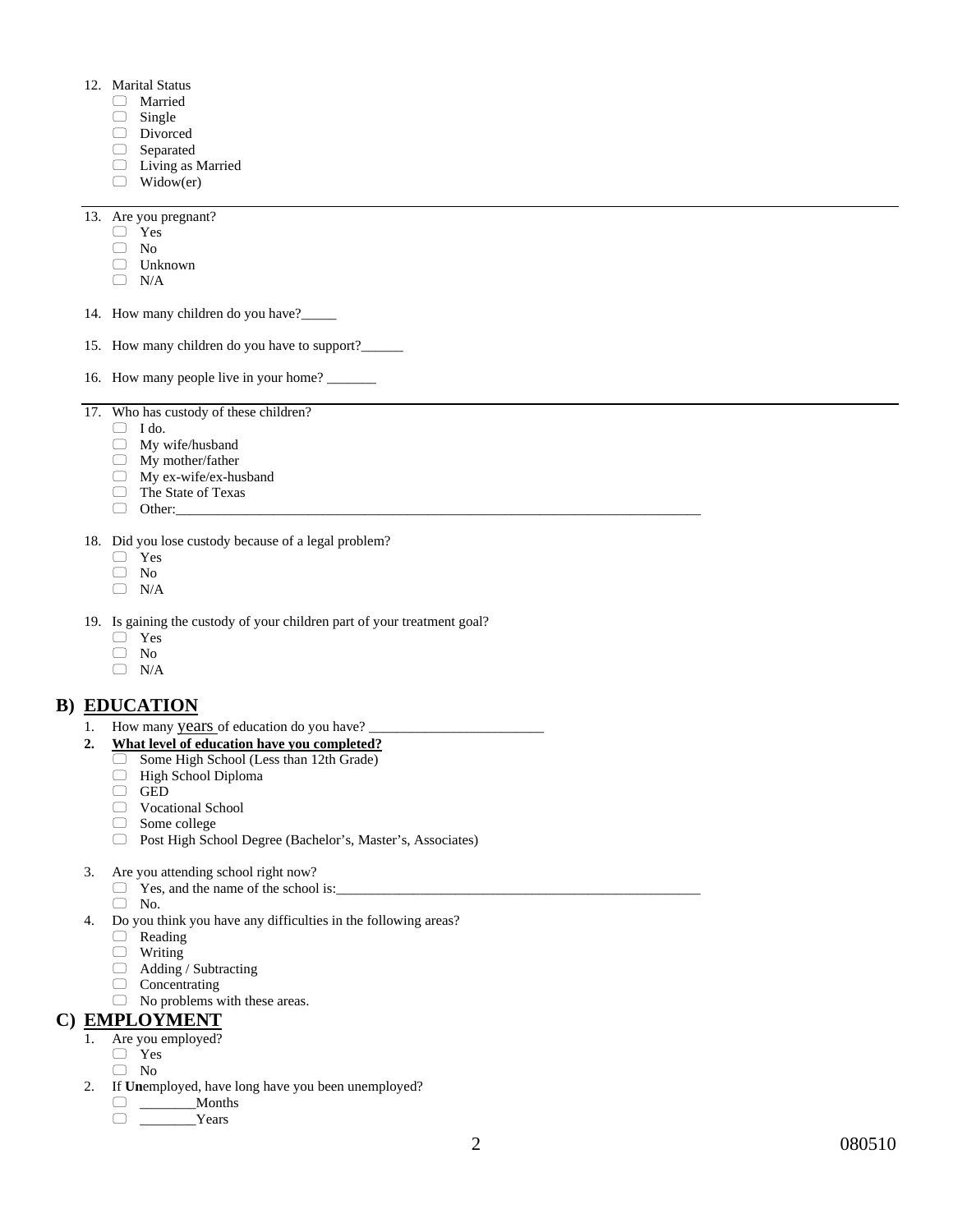12. Marital Status
    - ▢ Married
    - ▢ Single
    - ▢ Divorced
    - ▢ Separated
    - ▢ Living as Married
    - ▢ Widow(er)

---

13. Are you pregnant?
    - ▢ Yes
    - ▢ No
    - ▢ Unknown
    - ▢ N/A

14. How many children do you have?_____

15. How many children do you have to support?______

16. How many people live in your home? _______

---

17. Who has custody of these children?
    - ▢ I do.
    - ▢ My wife/husband
    - ▢ My mother/father
    - ▢ My ex-wife/ex-husband
    - ▢ The State of Texas
    - ▢ Other:_______________________________________________________________________________

18. Did you lose custody because of a legal problem?
    - ▢ Yes
    - ▢ No
    - ▢ N/A

19. Is gaining the custody of your children part of your treatment goal?
    - ▢ Yes
    - ▢ No
    - ▢ N/A

## B) EDUCATION

1. How many years of education do you have? _________________________
2. **What level of education have you completed?**
    - ▢ Some High School (Less than 12th Grade)
    - ▢ High School Diploma
    - ▢ GED
    - ▢ Vocational School
    - ▢ Some college
    - ▢ Post High School Degree (Bachelor's, Master's, Associates)

3. Are you attending school right now?
    - ▢ Yes, and the name of the school is:_____________________________________________________
    - ▢ No.
4. Do you think you have any difficulties in the following areas?
    - ▢ Reading
    - ▢ Writing
    - ▢ Adding / Subtracting
    - ▢ Concentrating
    - ▢ No problems with these areas.

## C) EMPLOYMENT

1. Are you employed?
    - ▢ Yes
    - ▢ No
2. If **Un**employed, have long have you been unemployed?
    - ▢ ________Months
    - ▢ ________Years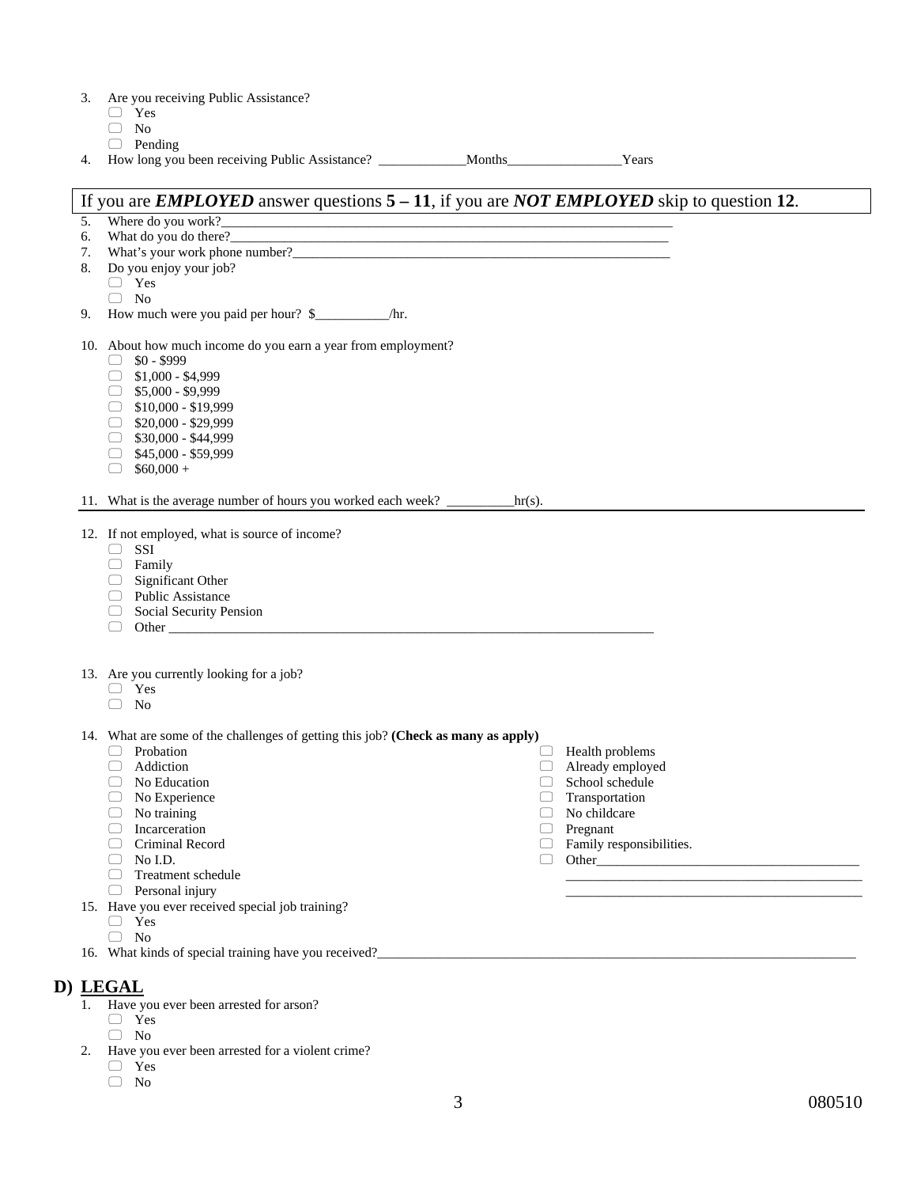3. Are you receiving Public Assistance?
   - ☐ Yes
   - ☐ No
   - ☐ Pending
4. How long you been receiving Public Assistance? _____________Months_________________Years

---

If you are ***EMPLOYED*** answer questions **5 – 11**, if you are ***NOT EMPLOYED*** skip to question **12**.

---

5. Where do you work?______________________________________________________________________
6. What do you do there?____________________________________________________________________
7. What's your work phone number?___________________________________________________________
8. Do you enjoy your job?
   - ☐ Yes
   - ☐ No
9. How much were you paid per hour? $___________/hr.

10. About how much income do you earn a year from employment?
    - ☐ $0 - $999
    - ☐ $1,000 - $4,999
    - ☐ $5,000 - $9,999
    - ☐ $10,000 - $19,999
    - ☐ $20,000 - $29,999
    - ☐ $30,000 - $44,999
    - ☐ $45,000 - $59,999
    - ☐ $60,000 +

11. What is the average number of hours you worked each week? __________hr(s).

---

12. If not employed, what is source of income?
    - ☐ SSI
    - ☐ Family
    - ☐ Significant Other
    - ☐ Public Assistance
    - ☐ Social Security Pension
    - ☐ Other ____________________________________________________________________________

13. Are you currently looking for a job?
    - ☐ Yes
    - ☐ No

14. What are some of the challenges of getting this job? **(Check as many as apply)**
    - ☐ Probation
    - ☐ Addiction
    - ☐ No Education
    - ☐ No Experience
    - ☐ No training
    - ☐ Incarceration
    - ☐ Criminal Record
    - ☐ No I.D.
    - ☐ Treatment schedule
    - ☐ Personal injury
    - ☐ Health problems
    - ☐ Already employed
    - ☐ School schedule
    - ☐ Transportation
    - ☐ No childcare
    - ☐ Pregnant
    - ☐ Family responsibilities.
    - ☐ Other_________________________________________
      _____________________________________________
      _____________________________________________
15. Have you ever received special job training?
    - ☐ Yes
    - ☐ No
16. What kinds of special training have you received?___________________________________________________________________________

## D) LEGAL

1. Have you ever been arrested for arson?
   - ☐ Yes
   - ☐ No
2. Have you ever been arrested for a violent crime?
   - ☐ Yes
   - ☐ No

080510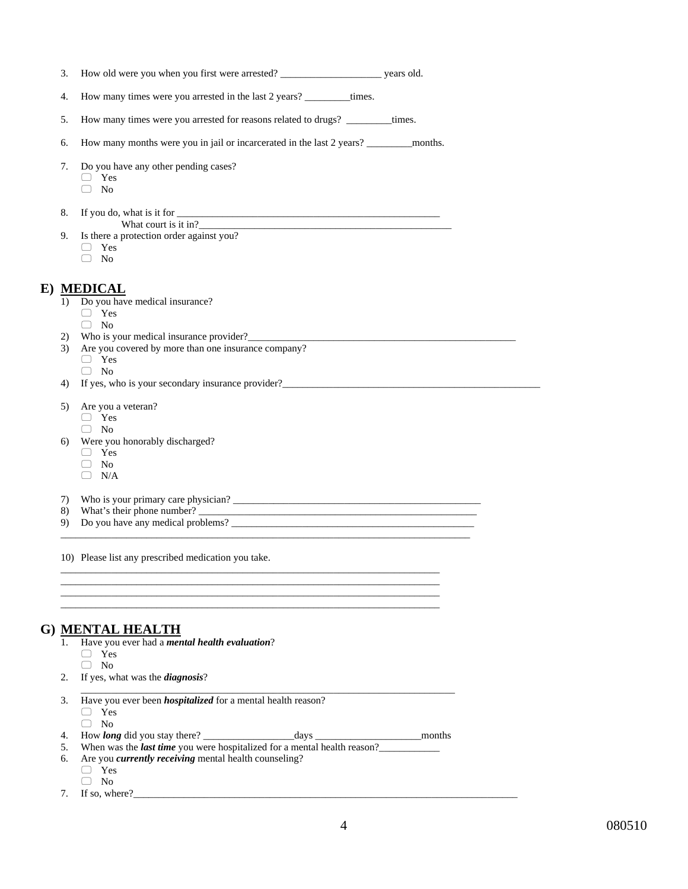3. How old were you when you first were arrested? ____________________ years old.

4. How many times were you arrested in the last 2 years? _________times.

5. How many times were you arrested for reasons related to drugs? _________times.

6. How many months were you in jail or incarcerated in the last 2 years? _________months.

7. Do you have any other pending cases?
   - ☐ Yes
   - ☐ No

8. If you do, what is it for ______________________________________________________
   What court is it in?____________________________________________________

9. Is there a protection order against you?
   - ☐ Yes
   - ☐ No

## E) MEDICAL

1) Do you have medical insurance?
   - ☐ Yes
   - ☐ No
2) Who is your medical insurance provider?_______________________________________________________
3) Are you covered by more than one insurance company?
   - ☐ Yes
   - ☐ No
4) If yes, who is your secondary insurance provider?_____________________________________________________

5) Are you a veteran?
   - ☐ Yes
   - ☐ No
6) Were you honorably discharged?
   - ☐ Yes
   - ☐ No
   - ☐ N/A

7) Who is your primary care physician? ___________________________________________________
8) What's their phone number? ______________________________________________________
9) Do you have any medical problems? __________________________________________________
_____________________________________________________________________________________

10) Please list any prescribed medication you take.

_____________________________________________________________________________
_____________________________________________________________________________
_____________________________________________________________________________
_____________________________________________________________________________

## G) MENTAL HEALTH

1. Have you ever had a ***mental health evaluation***?
   - ☐ Yes
   - ☐ No
2. If yes, what was the ***diagnosis***?
   _____________________________________________________________________________
3. Have you ever been ***hospitalized*** for a mental health reason?
   - ☐ Yes
   - ☐ No
4. How ***long*** did you stay there? __________________days _____________________months
5. When was the ***last time*** you were hospitalized for a mental health reason?____________
6. Are you ***currently receiving*** mental health counseling?
   - ☐ Yes
   - ☐ No
7. If so, where?_______________________________________________________________________________

080510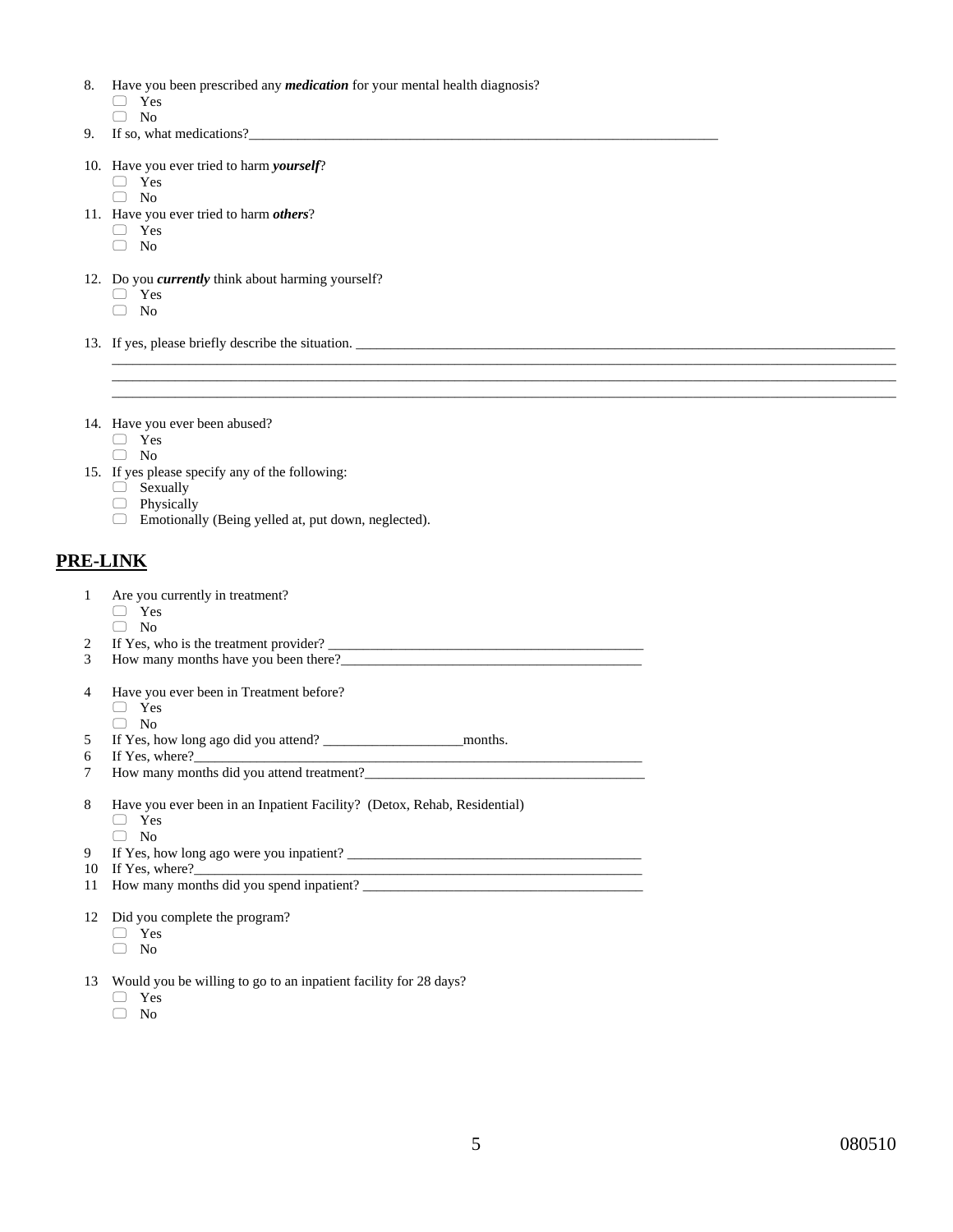8. Have you been prescribed any ***medication*** for your mental health diagnosis?
   - ☐ Yes
   - ☐ No
9. If so, what medications?______________________________________________________________________

10. Have you ever tried to harm ***yourself***?
    - ☐ Yes
    - ☐ No
11. Have you ever tried to harm ***others***?
    - ☐ Yes
    - ☐ No

12. Do you ***currently*** think about harming yourself?
    - ☐ Yes
    - ☐ No

13. If yes, please briefly describe the situation. ______________________________________________________________________
______________________________________________________________________________________________________
______________________________________________________________________________________________________
______________________________________________________________________________________________________

14. Have you ever been abused?
    - ☐ Yes
    - ☐ No
15. If yes please specify any of the following:
    - ☐ Sexually
    - ☐ Physically
    - ☐ Emotionally (Being yelled at, put down, neglected).

## PRE-LINK

1. Are you currently in treatment?
   - ☐ Yes
   - ☐ No
2. If Yes, who is the treatment provider? _____________________________________________
3. How many months have you been there?____________________________________________

4. Have you ever been in Treatment before?
   - ☐ Yes
   - ☐ No
5. If Yes, how long ago did you attend? ____________________months.
6. If Yes, where?_________________________________________________________________
7. How many months did you attend treatment?_______________________________________

8. Have you ever been in an Inpatient Facility? (Detox, Rehab, Residential)
   - ☐ Yes
   - ☐ No
9. If Yes, how long ago were you inpatient? __________________________________________
10. If Yes, where?_________________________________________________________________
11. How many months did you spend inpatient? _______________________________________

12. Did you complete the program?
    - ☐ Yes
    - ☐ No

13. Would you be willing to go to an inpatient facility for 28 days?
    - ☐ Yes
    - ☐ No

080510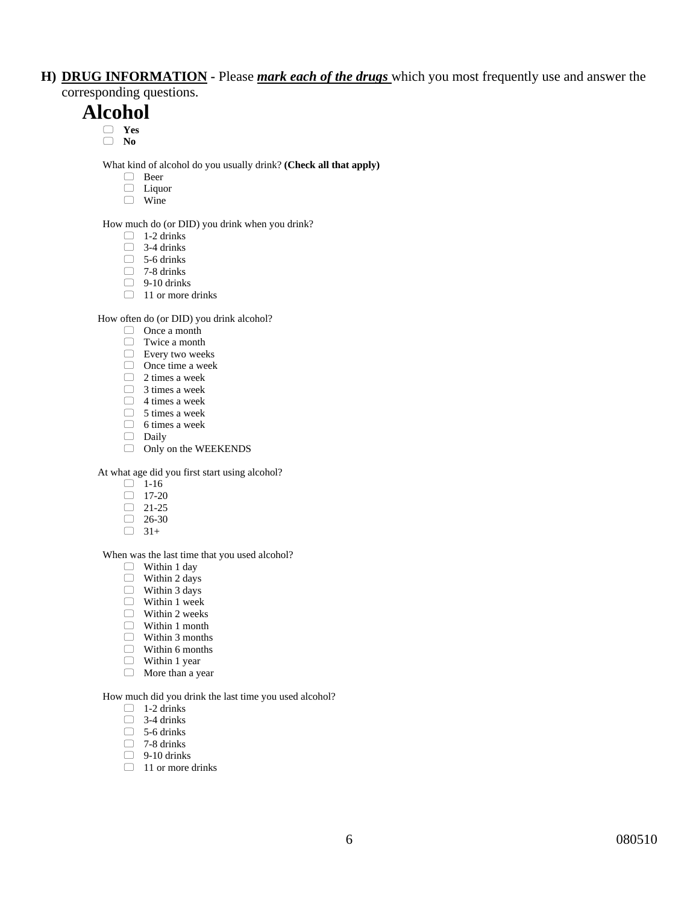**H) <u>DRUG INFORMATION</u> -** Please ***<u>mark each of the drugs</u>*** which you most frequently use and answer the corresponding questions.

# Alcohol

- ☐ **Yes**
- ☐ **No**

What kind of alcohol do you usually drink? **(Check all that apply)**

- ☐ Beer
- ☐ Liquor
- ☐ Wine

How much do (or DID) you drink when you drink?

- ☐ 1-2 drinks
- ☐ 3-4 drinks
- ☐ 5-6 drinks
- ☐ 7-8 drinks
- ☐ 9-10 drinks
- ☐ 11 or more drinks

How often do (or DID) you drink alcohol?

- ☐ Once a month
- ☐ Twice a month
- ☐ Every two weeks
- ☐ Once time a week
- ☐ 2 times a week
- ☐ 3 times a week
- ☐ 4 times a week
- ☐ 5 times a week
- ☐ 6 times a week
- ☐ Daily
- ☐ Only on the WEEKENDS

At what age did you first start using alcohol?

- ☐ 1-16
- ☐ 17-20
- ☐ 21-25
- ☐ 26-30
- ☐ 31+

When was the last time that you used alcohol?

- ☐ Within 1 day
- ☐ Within 2 days
- ☐ Within 3 days
- ☐ Within 1 week
- ☐ Within 2 weeks
- ☐ Within 1 month
- ☐ Within 3 months
- ☐ Within 6 months
- ☐ Within 1 year
- ☐ More than a year

How much did you drink the last time you used alcohol?

- ☐ 1-2 drinks
- ☐ 3-4 drinks
- ☐ 5-6 drinks
- ☐ 7-8 drinks
- ☐ 9-10 drinks
- ☐ 11 or more drinks

080510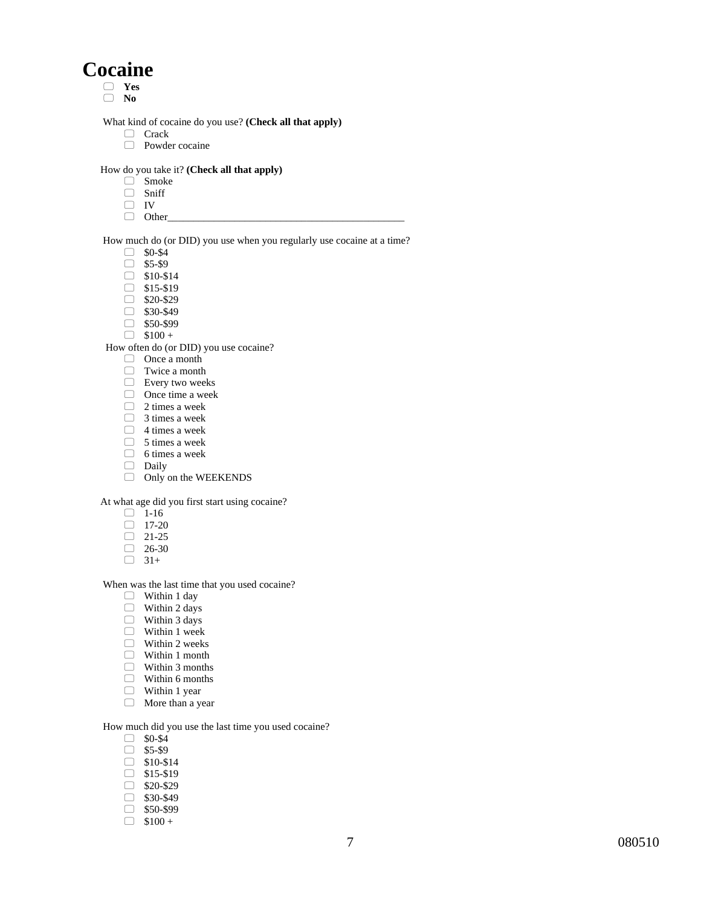# Cocaine

- ☐ **Yes**
- ☐ **No**

What kind of cocaine do you use? **(Check all that apply)**

- ☐ Crack
- ☐ Powder cocaine

How do you take it? **(Check all that apply)**

- ☐ Smoke
- ☐ Sniff
- ☐ IV
- ☐ Other_____________________________________________

How much do (or DID) you use when you regularly use cocaine at a time?

- ☐ $0-$4
- ☐ $5-$9
- ☐ $10-$14
- ☐ $15-$19
- ☐ $20-$29
- ☐ $30-$49
- ☐ $50-$99
- ☐ $100 +

How often do (or DID) you use cocaine?

- ☐ Once a month
- ☐ Twice a month
- ☐ Every two weeks
- ☐ Once time a week
- ☐ 2 times a week
- ☐ 3 times a week
- ☐ 4 times a week
- ☐ 5 times a week
- ☐ 6 times a week
- ☐ Daily
- ☐ Only on the WEEKENDS

At what age did you first start using cocaine?

- ☐ 1-16
- ☐ 17-20
- ☐ 21-25
- ☐ 26-30
- ☐ 31+

When was the last time that you used cocaine?

- ☐ Within 1 day
- ☐ Within 2 days
- ☐ Within 3 days
- ☐ Within 1 week
- ☐ Within 2 weeks
- ☐ Within 1 month
- ☐ Within 3 months
- ☐ Within 6 months
- ☐ Within 1 year
- ☐ More than a year

How much did you use the last time you used cocaine?

- ☐ $0-$4
- ☐ $5-$9
- ☐ $10-$14
- ☐ $15-$19
- ☐ $20-$29
- ☐ $30-$49
- ☐ $50-$99
- ☐ $100 +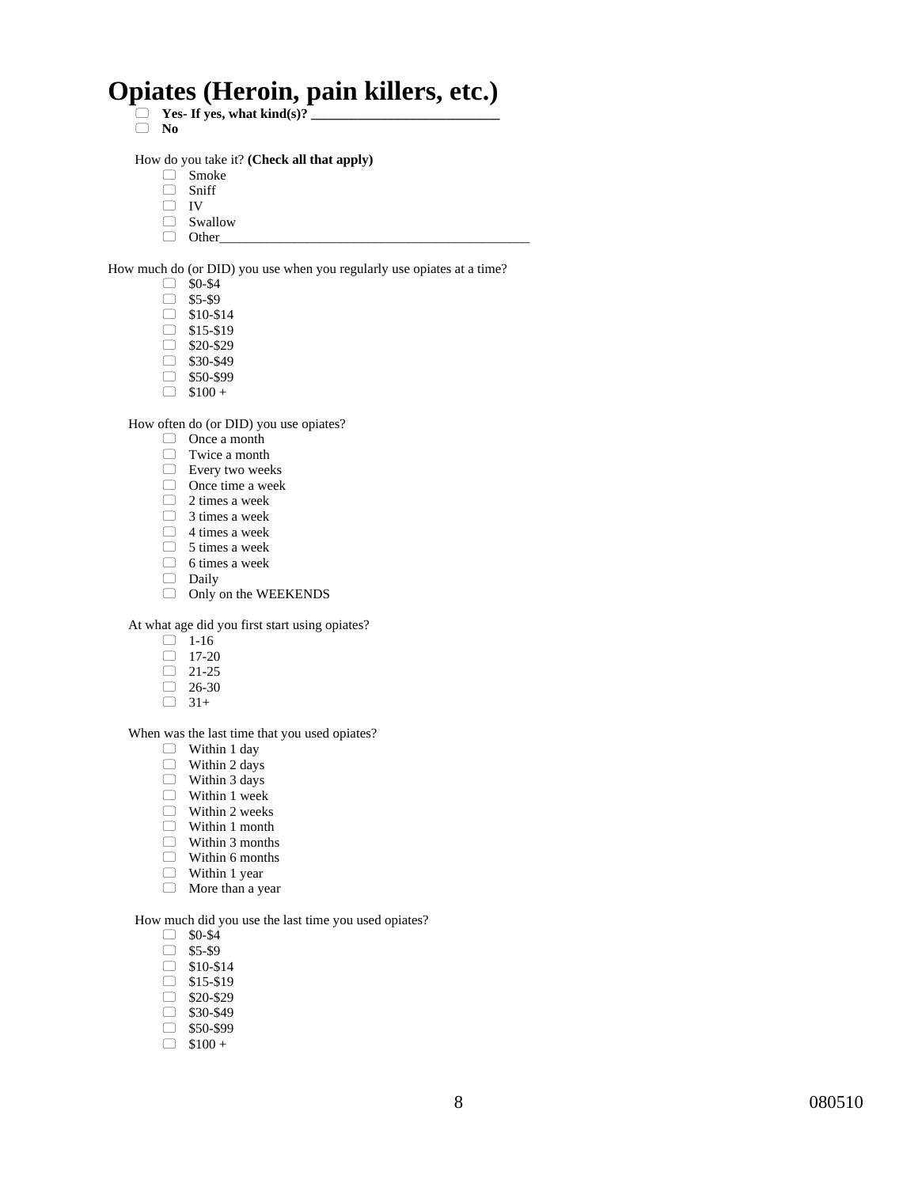# Opiates (Heroin, pain killers, etc.)

- ☐ **Yes- If yes, what kind(s)? ___________________________**
- ☐ **No**

How do you take it? **(Check all that apply)**

- ☐ Smoke
- ☐ Sniff
- ☐ IV
- ☐ Swallow
- ☐ Other_____________________________________________

How much do (or DID) you use when you regularly use opiates at a time?

- ☐ $0-$4
- ☐ $5-$9
- ☐ $10-$14
- ☐ $15-$19
- ☐ $20-$29
- ☐ $30-$49
- ☐ $50-$99
- ☐ $100 +

How often do (or DID) you use opiates?

- ☐ Once a month
- ☐ Twice a month
- ☐ Every two weeks
- ☐ Once time a week
- ☐ 2 times a week
- ☐ 3 times a week
- ☐ 4 times a week
- ☐ 5 times a week
- ☐ 6 times a week
- ☐ Daily
- ☐ Only on the WEEKENDS

At what age did you first start using opiates?

- ☐ 1-16
- ☐ 17-20
- ☐ 21-25
- ☐ 26-30
- ☐ 31+

When was the last time that you used opiates?

- ☐ Within 1 day
- ☐ Within 2 days
- ☐ Within 3 days
- ☐ Within 1 week
- ☐ Within 2 weeks
- ☐ Within 1 month
- ☐ Within 3 months
- ☐ Within 6 months
- ☐ Within 1 year
- ☐ More than a year

How much did you use the last time you used opiates?

- ☐ $0-$4
- ☐ $5-$9
- ☐ $10-$14
- ☐ $15-$19
- ☐ $20-$29
- ☐ $30-$49
- ☐ $50-$99
- ☐ $100 +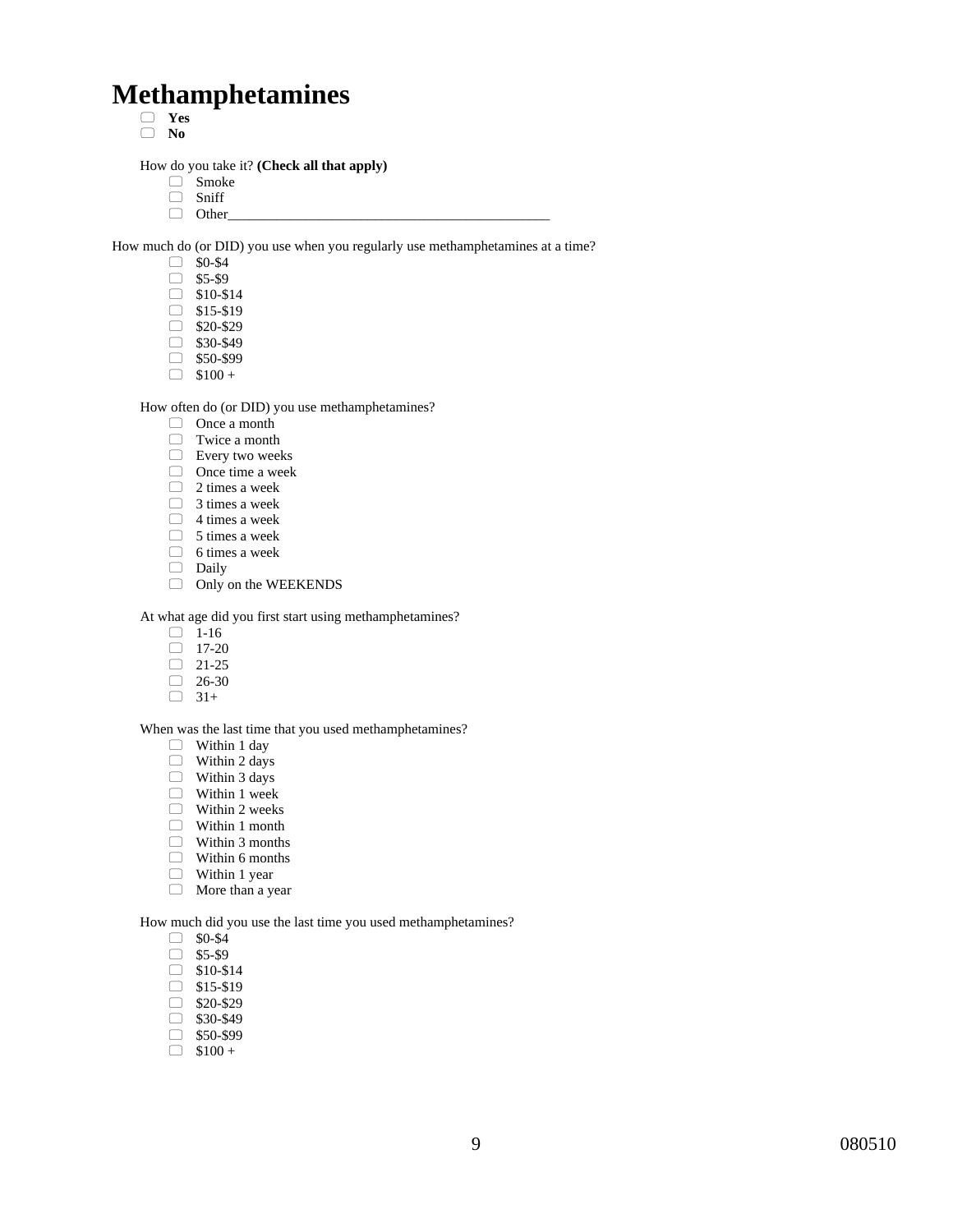# Methamphetamines

- ☐ **Yes**
- ☐ **No**

How do you take it? **(Check all that apply)**

- ☐ Smoke
- ☐ Sniff
- ☐ Other_______________________________________________

How much do (or DID) you use when you regularly use methamphetamines at a time?

- ☐ $0-$4
- ☐ $5-$9
- ☐ $10-$14
- ☐ $15-$19
- ☐ $20-$29
- ☐ $30-$49
- ☐ $50-$99
- ☐ $100 +

How often do (or DID) you use methamphetamines?

- ☐ Once a month
- ☐ Twice a month
- ☐ Every two weeks
- ☐ Once time a week
- ☐ 2 times a week
- ☐ 3 times a week
- ☐ 4 times a week
- ☐ 5 times a week
- ☐ 6 times a week
- ☐ Daily
- ☐ Only on the WEEKENDS

At what age did you first start using methamphetamines?

- ☐ 1-16
- ☐ 17-20
- ☐ 21-25
- ☐ 26-30
- ☐ 31+

When was the last time that you used methamphetamines?

- ☐ Within 1 day
- ☐ Within 2 days
- ☐ Within 3 days
- ☐ Within 1 week
- ☐ Within 2 weeks
- ☐ Within 1 month
- ☐ Within 3 months
- ☐ Within 6 months
- ☐ Within 1 year
- ☐ More than a year

How much did you use the last time you used methamphetamines?

- ☐ $0-$4
- ☐ $5-$9
- ☐ $10-$14
- ☐ $15-$19
- ☐ $20-$29
- ☐ $30-$49
- ☐ $50-$99
- ☐ $100 +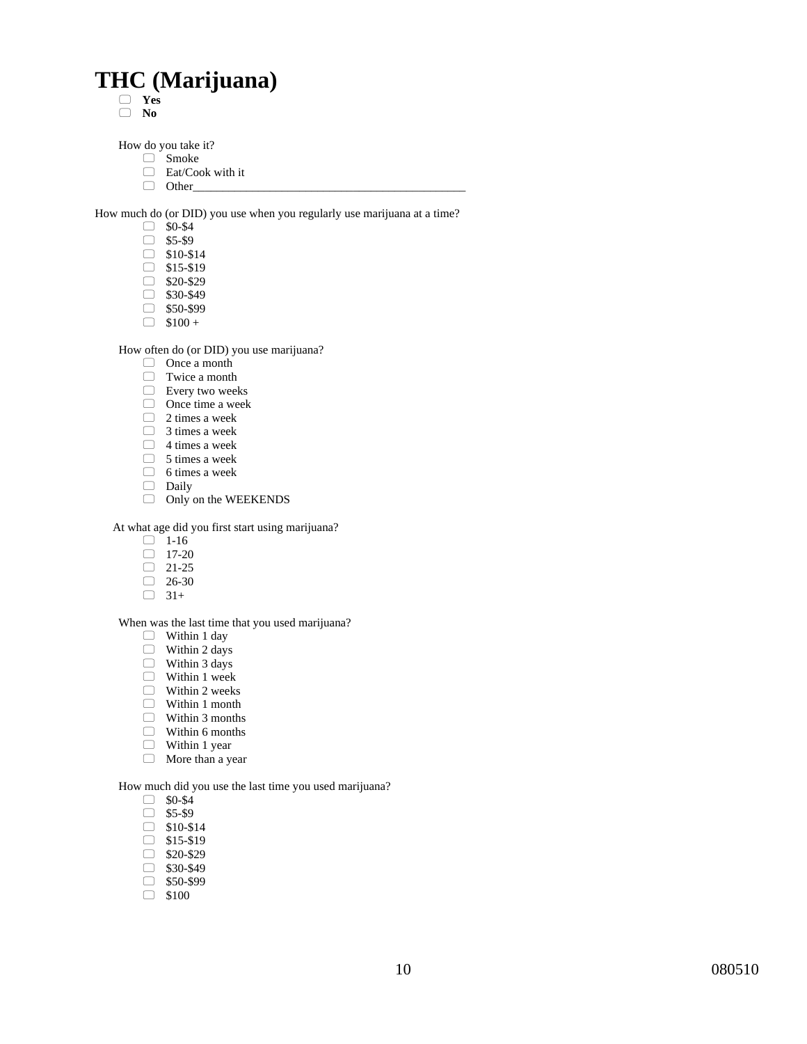# THC (Marijuana)

- ☐ **Yes**
- ☐ **No**

How do you take it?

- ☐ Smoke
- ☐ Eat/Cook with it
- ☐ Other_____________________________________________

How much do (or DID) you use when you regularly use marijuana at a time?

- ☐ $0-$4
- ☐ $5-$9
- ☐ $10-$14
- ☐ $15-$19
- ☐ $20-$29
- ☐ $30-$49
- ☐ $50-$99
- ☐ $100 +

How often do (or DID) you use marijuana?

- ☐ Once a month
- ☐ Twice a month
- ☐ Every two weeks
- ☐ Once time a week
- ☐ 2 times a week
- ☐ 3 times a week
- ☐ 4 times a week
- ☐ 5 times a week
- ☐ 6 times a week
- ☐ Daily
- ☐ Only on the WEEKENDS

At what age did you first start using marijuana?

- ☐ 1-16
- ☐ 17-20
- ☐ 21-25
- ☐ 26-30
- ☐ 31+

When was the last time that you used marijuana?

- ☐ Within 1 day
- ☐ Within 2 days
- ☐ Within 3 days
- ☐ Within 1 week
- ☐ Within 2 weeks
- ☐ Within 1 month
- ☐ Within 3 months
- ☐ Within 6 months
- ☐ Within 1 year
- ☐ More than a year

How much did you use the last time you used marijuana?

- ☐ $0-$4
- ☐ $5-$9
- ☐ $10-$14
- ☐ $15-$19
- ☐ $20-$29
- ☐ $30-$49
- ☐ $50-$99
- ☐ $100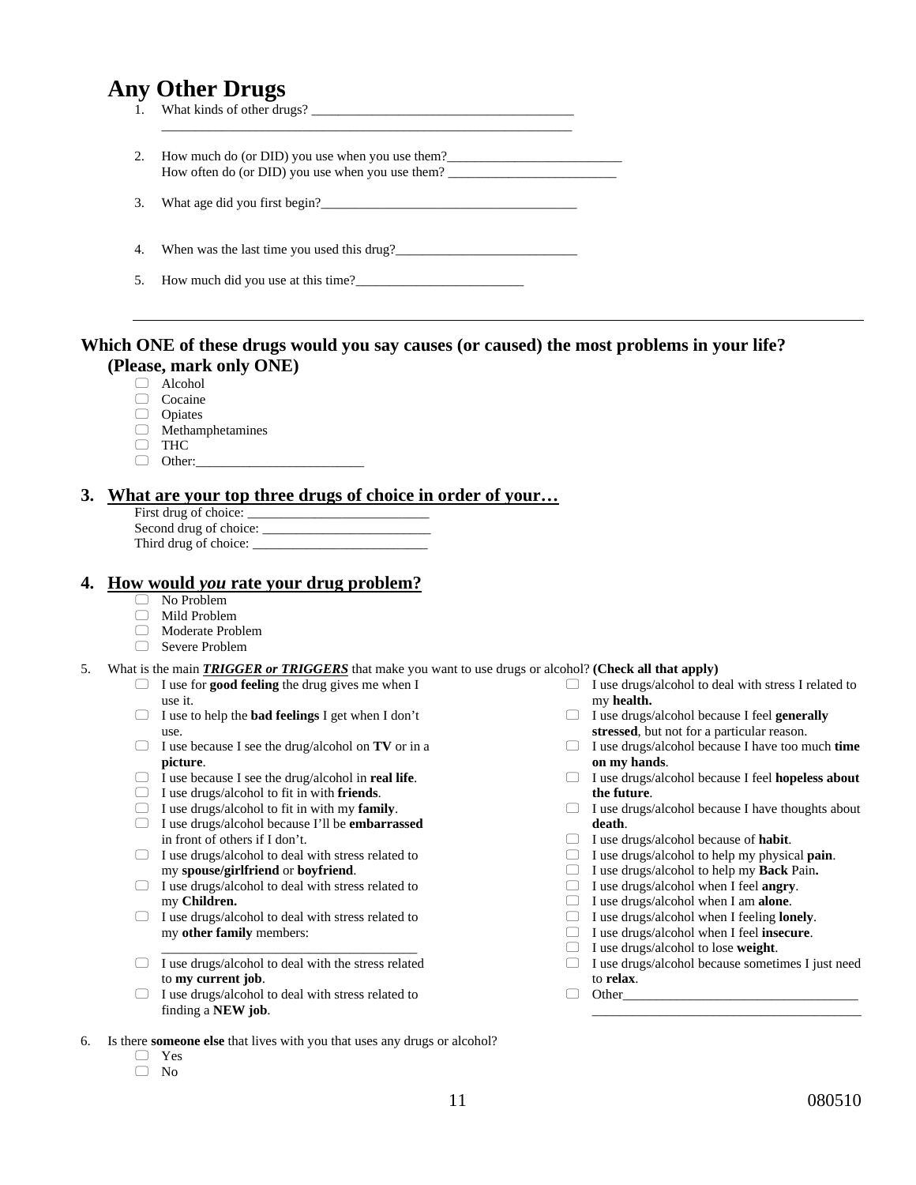# Any Other Drugs

1. What kinds of other drugs? ______________________________________
   ______________________________________________________________

2. How much do (or DID) you use when you use them?__________________________
   How often do (or DID) you use when you use them? _________________________

3. What age did you first begin?______________________________________

4. When was the last time you used this drug?__________________________

5. How much did you use at this time?_________________________

---

**Which ONE of these drugs would you say causes (or caused) the most problems in your life? (Please, mark only ONE)**

- ▢ Alcohol
- ▢ Cocaine
- ▢ Opiates
- ▢ Methamphetamines
- ▢ THC
- ▢ Other:_________________________

**3. <u>What are your top three drugs of choice in order of your…</u>**

First drug of choice: ___________________________
Second drug of choice: __________________________
Third drug of choice: __________________________

**4. <u>How would *you* rate your drug problem?</u>**

- ▢ No Problem
- ▢ Mild Problem
- ▢ Moderate Problem
- ▢ Severe Problem

5. What is the main ***<u>TRIGGER or TRIGGERS</u>*** that make you want to use drugs or alcohol? **(Check all that apply)**

- ▢ I use for **good feeling** the drug gives me when I use it.
- ▢ I use to help the **bad feelings** I get when I don't use.
- ▢ I use because I see the drug/alcohol on **TV** or in a **picture**.
- ▢ I use because I see the drug/alcohol in **real life**.
- ▢ I use drugs/alcohol to fit in with **friends**.
- ▢ I use drugs/alcohol to fit in with my **family**.
- ▢ I use drugs/alcohol because I'll be **embarrassed** in front of others if I don't.
- ▢ I use drugs/alcohol to deal with stress related to my **spouse/girlfriend** or **boyfriend**.
- ▢ I use drugs/alcohol to deal with stress related to my **Children.**
- ▢ I use drugs/alcohol to deal with stress related to my **other family** members: ______________________________________
- ▢ I use drugs/alcohol to deal with the stress related to **my current job**.
- ▢ I use drugs/alcohol to deal with stress related to finding a **NEW job**.
- ▢ I use drugs/alcohol to deal with stress I related to my **health.**
- ▢ I use drugs/alcohol because I feel **generally stressed**, but not for a particular reason.
- ▢ I use drugs/alcohol because I have too much **time on my hands**.
- ▢ I use drugs/alcohol because I feel **hopeless about the future**.
- ▢ I use drugs/alcohol because I have thoughts about **death**.
- ▢ I use drugs/alcohol because of **habit**.
- ▢ I use drugs/alcohol to help my physical **pain**.
- ▢ I use drugs/alcohol to help my **Back** Pain**.**
- ▢ I use drugs/alcohol when I feel **angry**.
- ▢ I use drugs/alcohol when I am **alone**.
- ▢ I use drugs/alcohol when I feeling **lonely**.
- ▢ I use drugs/alcohol when I feel **insecure**.
- ▢ I use drugs/alcohol to lose **weight**.
- ▢ I use drugs/alcohol because sometimes I just need to **relax**.
- ▢ Other__________________________________
  ________________________________________

6. Is there **someone else** that lives with you that uses any drugs or alcohol?

- ▢ Yes
- ▢ No

080510